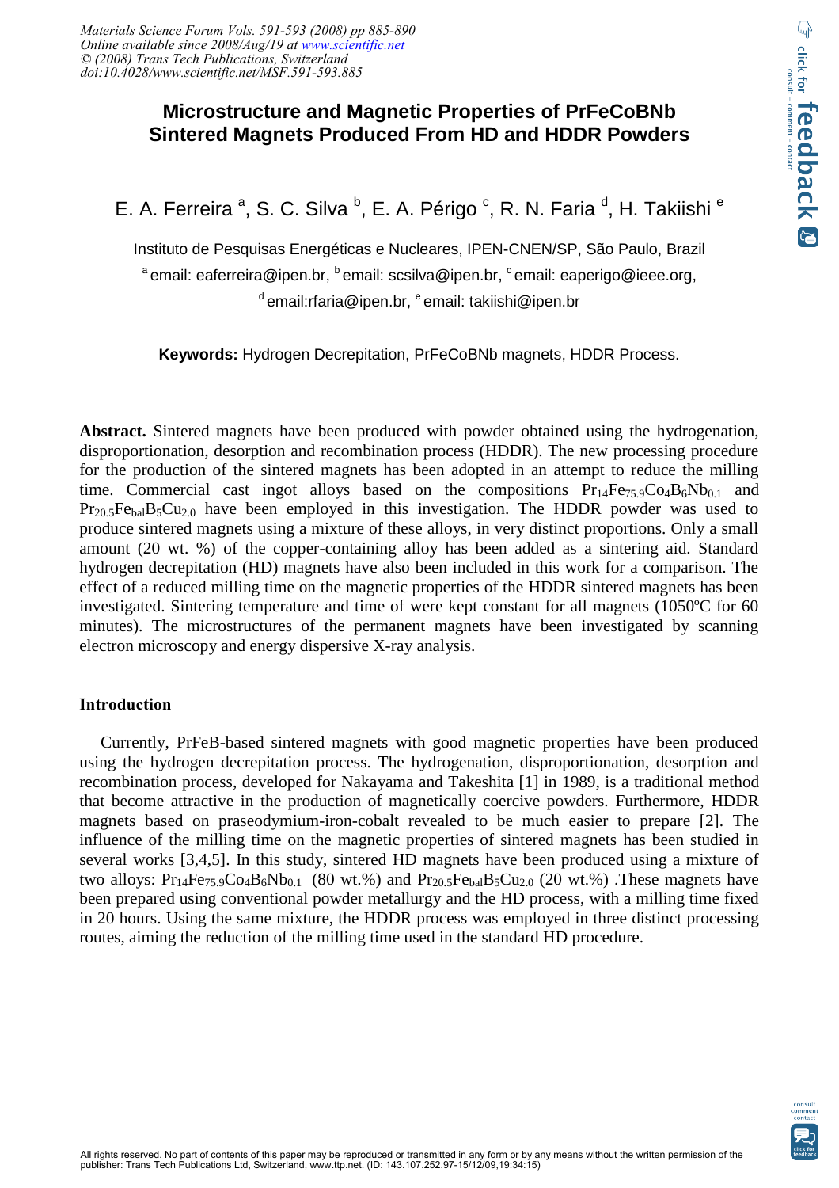# Microstructure and Magnetic Properties of PrFeCoBNb Sintered Magnets Produced From HD and HDDR Powders

E. A. Ferreira [a], S. C. Silva [b], E. A. Périgo [c], R. N. Faria [d], H. Takiishi [e]

Instituto de Pesquisas Energéticas e Nucleares, IPEN-CNEN/SP, São Paulo, Brazil

[a] email: eaferreira@ipen.br, [b] email: scsilva@ipen.br, [c] email: eaperigo@ieee.org, [d] email:rfaria@ipen.br, [e] email: takiishi@ipen.br

**Keywords:** Hydrogen Decrepitation, PrFeCoBNb magnets, HDDR Process.

**Abstract.** Sintered magnets have been produced with powder obtained using the hydrogenation, disproportionation, desorption and recombination process (HDDR). The new processing procedure for the production of the sintered magnets has been adopted in an attempt to reduce the milling time. Commercial cast ingot alloys based on the compositions $Pr_{14}Fe_{75.9}Co_4B_6Nb_{0.1}$ and $Pr_{20.5}Fe_{bal}B_5Cu_{2.0}$ have been employed in this investigation. The HDDR powder was used to produce sintered magnets using a mixture of these alloys, in very distinct proportions. Only a small amount (20 wt. %) of the copper-containing alloy has been added as a sintering aid. Standard hydrogen decrepitation (HD) magnets have also been included in this work for a comparison. The effect of a reduced milling time on the magnetic properties of the HDDR sintered magnets has been investigated. Sintering temperature and time of were kept constant for all magnets (1050ºC for 60 minutes). The microstructures of the permanent magnets have been investigated by scanning electron microscopy and energy dispersive X-ray analysis.

## Introduction

Currently, PrFeB-based sintered magnets with good magnetic properties have been produced using the hydrogen decrepitation process. The hydrogenation, disproportionation, desorption and recombination process, developed for Nakayama and Takeshita [1] in 1989, is a traditional method that become attractive in the production of magnetically coercive powders. Furthermore, HDDR magnets based on praseodymium-iron-cobalt revealed to be much easier to prepare [2]. The influence of the milling time on the magnetic properties of sintered magnets has been studied in several works [3,4,5]. In this study, sintered HD magnets have been produced using a mixture of two alloys: $Pr_{14}Fe_{75.9}Co_4B_6Nb_{0.1}$ (80 wt.%) and $Pr_{20.5}Fe_{bal}B_5Cu_{2.0}$ (20 wt.%) .These magnets have been prepared using conventional powder metallurgy and the HD process, with a milling time fixed in 20 hours. Using the same mixture, the HDDR process was employed in three distinct processing routes, aiming the reduction of the milling time used in the standard HD procedure.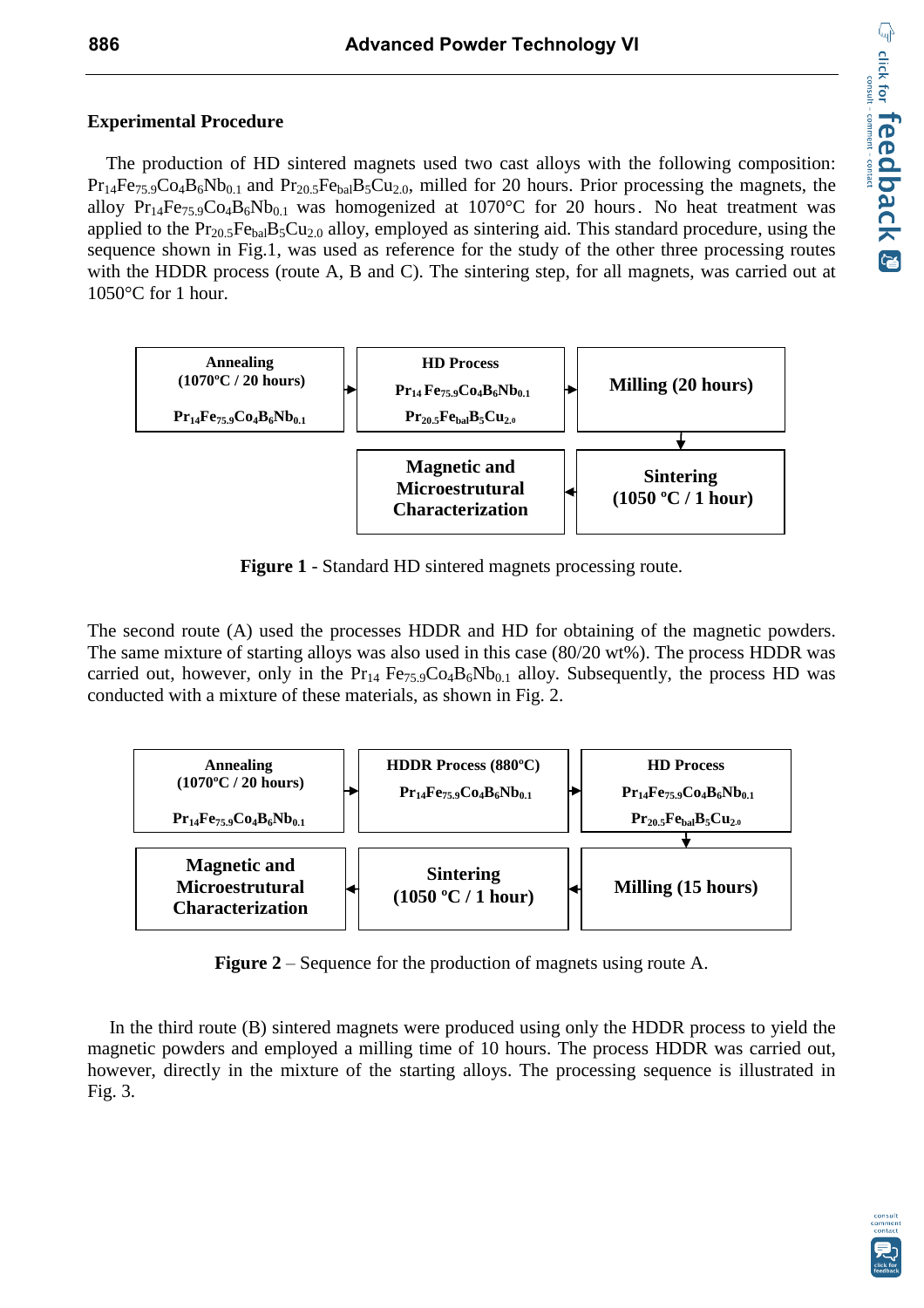## Experimental Procedure

The production of HD sintered magnets used two cast alloys with the following composition: $Pr_{14}Fe_{75.9}Co_4B_6Nb_{0.1}$ and $Pr_{20.5}Fe_{bal}B_5Cu_{2.0}$, milled for 20 hours. Prior processing the magnets, the alloy $Pr_{14}Fe_{75.9}Co_4B_6Nb_{0.1}$ was homogenized at 1070°C for 20 hours. No heat treatment was applied to the $Pr_{20.5}Fe_{bal}B_5Cu_{2.0}$ alloy, employed as sintering aid. This standard procedure, using the sequence shown in Fig.1, was used as reference for the study of the other three processing routes with the HDDR process (route A, B and C). The sintering step, for all magnets, was carried out at 1050°C for 1 hour.

**Annealing** (1070ºC / 20 hours) $Pr_{14}Fe_{75.9}Co_4B_6Nb_{0.1}$ → **HD Process** $Pr_{14}Fe_{75.9}Co_4B_6Nb_{0.1}$, $Pr_{20.5}Fe_{bal}B_5Cu_{2.0}$ → **Milling (20 hours)** → **Sintering (1050 ºC / 1 hour)** → **Magnetic and Microestrutural Characterization**

**Figure 1** - Standard HD sintered magnets processing route.

The second route (A) used the processes HDDR and HD for obtaining of the magnetic powders. The same mixture of starting alloys was also used in this case (80/20 wt%). The process HDDR was carried out, however, only in the $Pr_{14}Fe_{75.9}Co_4B_6Nb_{0.1}$ alloy. Subsequently, the process HD was conducted with a mixture of these materials, as shown in Fig. 2.

**Annealing** (1070ºC / 20 hours) $Pr_{14}Fe_{75.9}Co_4B_6Nb_{0.1}$ → **HDDR Process (880ºC)** $Pr_{14}Fe_{75.9}Co_4B_6Nb_{0.1}$ → **HD Process** $Pr_{14}Fe_{75.9}Co_4B_6Nb_{0.1}$, $Pr_{20.5}Fe_{bal}B_5Cu_{2.0}$ → **Milling (15 hours)** → **Sintering (1050 ºC / 1 hour)** → **Magnetic and Microestrutural Characterization**

**Figure 2** – Sequence for the production of magnets using route A.

In the third route (B) sintered magnets were produced using only the HDDR process to yield the magnetic powders and employed a milling time of 10 hours. The process HDDR was carried out, however, directly in the mixture of the starting alloys. The processing sequence is illustrated in Fig. 3.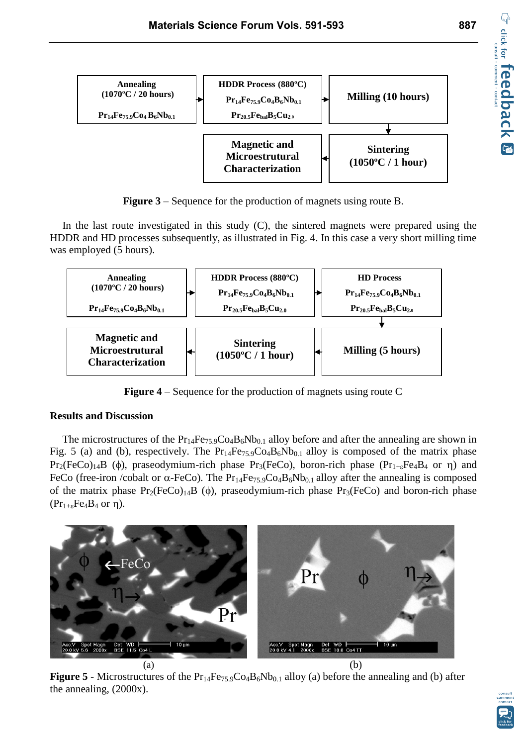| Annealing (1070ºC / 20 hours) $Pr_{14}Fe_{75.9}Co_4B_6Nb_{0.1}$ | → | HDDR Process (880ºC) $Pr_{14}Fe_{75.9}Co_4B_6Nb_{0.1}$ $Pr_{20.5}Fe_{bal}B_5Cu_{2.0}$ | → | Milling (10 hours) |
|---|---|---|---|---|
| | | Magnetic and Microestrutural Characterization | ← | Sintering (1050ºC / 1 hour) |

**Figure 3** – Sequence for the production of magnets using route B.

In the last route investigated in this study (C), the sintered magnets were prepared using the HDDR and HD processes subsequently, as illustrated in Fig. 4. In this case a very short milling time was employed (5 hours).

| Annealing (1070ºC / 20 hours) $Pr_{14}Fe_{75.9}Co_4B_6Nb_{0.1}$ | → | HDDR Process (880ºC) $Pr_{14}Fe_{75.9}Co_4B_6Nb_{0.1}$ $Pr_{20.5}Fe_{bal}B_5Cu_{2.0}$ | → | HD Process $Pr_{14}Fe_{75.9}Co_4B_6Nb_{0.1}$ $Pr_{20.5}Fe_{bal}B_5Cu_{2.0}$ |
|---|---|---|---|---|
| Magnetic and Microestrutural Characterization | ← | Sintering (1050ºC / 1 hour) | ← | Milling (5 hours) |

**Figure 4** – Sequence for the production of magnets using route C

## Results and Discussion

The microstructures of the $Pr_{14}Fe_{75.9}Co_4B_6Nb_{0.1}$ alloy before and after the annealing are shown in Fig. 5 (a) and (b), respectively. The $Pr_{14}Fe_{75.9}Co_4B_6Nb_{0.1}$ alloy is composed of the matrix phase $Pr_2(FeCo)_{14}B$ ($\phi$), praseodymium-rich phase $Pr_3(FeCo)$, boron-rich phase ($Pr_{1+\varepsilon}Fe_4B_4$ or $\eta$) and FeCo (free-iron /cobalt or $\alpha$-FeCo). The $Pr_{14}Fe_{75.9}Co_4B_6Nb_{0.1}$ alloy after the annealing is composed of the matrix phase $Pr_2(FeCo)_{14}B$ ($\phi$), praseodymium-rich phase $Pr_3(FeCo)$ and boron-rich phase ($Pr_{1+\varepsilon}Fe_4B_4$ or $\eta$).

(a) (b)

**Figure 5** - Microstructures of the $Pr_{14}Fe_{75.9}Co_4B_6Nb_{0.1}$ alloy (a) before the annealing and (b) after the annealing, (2000x).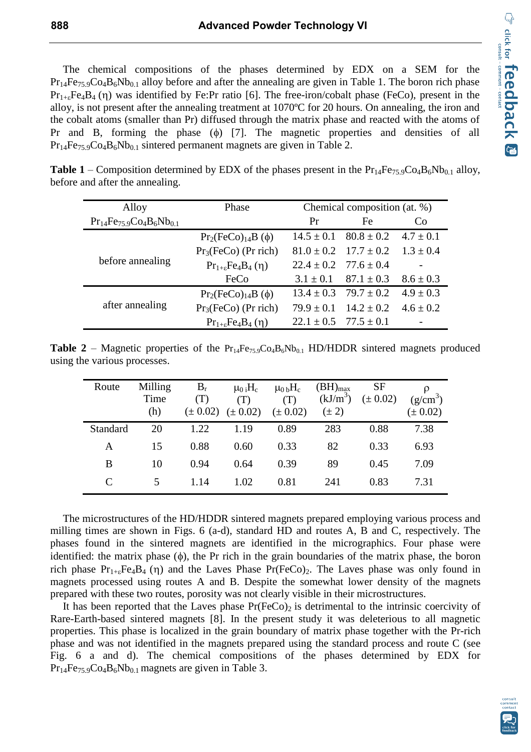The chemical compositions of the phases determined by EDX on a SEM for the $Pr_{14}Fe_{75.9}Co_4B_6Nb_{0.1}$ alloy before and after the annealing are given in Table 1. The boron rich phase $Pr_{1+\varepsilon}Fe_4B_4$ (η) was identified by Fe:Pr ratio [6]. The free-iron/cobalt phase (FeCo), present in the alloy, is not present after the annealing treatment at 1070ºC for 20 hours. On annealing, the iron and the cobalt atoms (smaller than Pr) diffused through the matrix phase and reacted with the atoms of Pr and B, forming the phase (ϕ) [7]. The magnetic properties and densities of all $Pr_{14}Fe_{75.9}Co_4B_6Nb_{0.1}$ sintered permanent magnets are given in Table 2.

**Table 1** – Composition determined by EDX of the phases present in the $Pr_{14}Fe_{75.9}Co_4B_6Nb_{0.1}$ alloy, before and after the annealing.

| Alloy | Phase | Chemical composition (at. %) | | |
|---|---|---|---|---|
| $Pr_{14}Fe_{75.9}Co_4B_6Nb_{0.1}$ | | Pr | Fe | Co |
| before annealing | $Pr_2(FeCo)_{14}B$ (ϕ) | 14.5 ± 0.1 | 80.8 ± 0.2 | 4.7 ± 0.1 |
| | $Pr_3(FeCo)$ (Pr rich) | 81.0 ± 0.2 | 17.7 ± 0.2 | 1.3 ± 0.4 |
| | $Pr_{1+\varepsilon}Fe_4B_4$ (η) | 22.4 ± 0.2 | 77.6 ± 0.4 | - |
| | FeCo | 3.1 ± 0.1 | 87.1 ± 0.3 | 8.6 ± 0.3 |
| after annealing | $Pr_2(FeCo)_{14}B$ (ϕ) | 13.4 ± 0.3 | 79.7 ± 0.2 | 4.9 ± 0.3 |
| | $Pr_3(FeCo)$ (Pr rich) | 79.9 ± 0.1 | 14.2 ± 0.2 | 4.6 ± 0.2 |
| | $Pr_{1+\varepsilon}Fe_4B_4$ (η) | 22.1 ± 0.5 | 77.5 ± 0.1 | - |

**Table 2** – Magnetic properties of the $Pr_{14}Fe_{75.9}Co_4B_6Nb_{0.1}$ HD/HDDR sintered magnets produced using the various processes.

| Route | Milling Time (h) | $B_r$ (T) (± 0.02) | $\mu_{0\,i}H_c$ (T) (± 0.02) | $\mu_{0\,b}H_c$ (T) (± 0.02) | $(BH)_{max}$ ($kJ/m^3$) (± 2) | SF (± 0.02) | ρ ($g/cm^3$) (± 0.02) |
|---|---|---|---|---|---|---|---|
| Standard | 20 | 1.22 | 1.19 | 0.89 | 283 | 0.88 | 7.38 |
| A | 15 | 0.88 | 0.60 | 0.33 | 82 | 0.33 | 6.93 |
| B | 10 | 0.94 | 0.64 | 0.39 | 89 | 0.45 | 7.09 |
| C | 5 | 1.14 | 1.02 | 0.81 | 241 | 0.83 | 7.31 |

The microstructures of the HD/HDDR sintered magnets prepared employing various process and milling times are shown in Figs. 6 (a-d), standard HD and routes A, B and C, respectively. The phases found in the sintered magnets are identified in the micrographics. Four phase were identified: the matrix phase (ϕ), the Pr rich in the grain boundaries of the matrix phase, the boron rich phase $Pr_{1+\varepsilon}Fe_4B_4$ (η) and the Laves Phase $Pr(FeCo)_2$. The Laves phase was only found in magnets processed using routes A and B. Despite the somewhat lower density of the magnets prepared with these two routes, porosity was not clearly visible in their microstructures.

It has been reported that the Laves phase $Pr(FeCo)_2$ is detrimental to the intrinsic coercivity of Rare-Earth-based sintered magnets [8]. In the present study it was deleterious to all magnetic properties. This phase is localized in the grain boundary of matrix phase together with the Pr-rich phase and was not identified in the magnets prepared using the standard process and route C (see Fig. 6 a and d). The chemical compositions of the phases determined by EDX for $Pr_{14}Fe_{75.9}Co_4B_6Nb_{0.1}$ magnets are given in Table 3.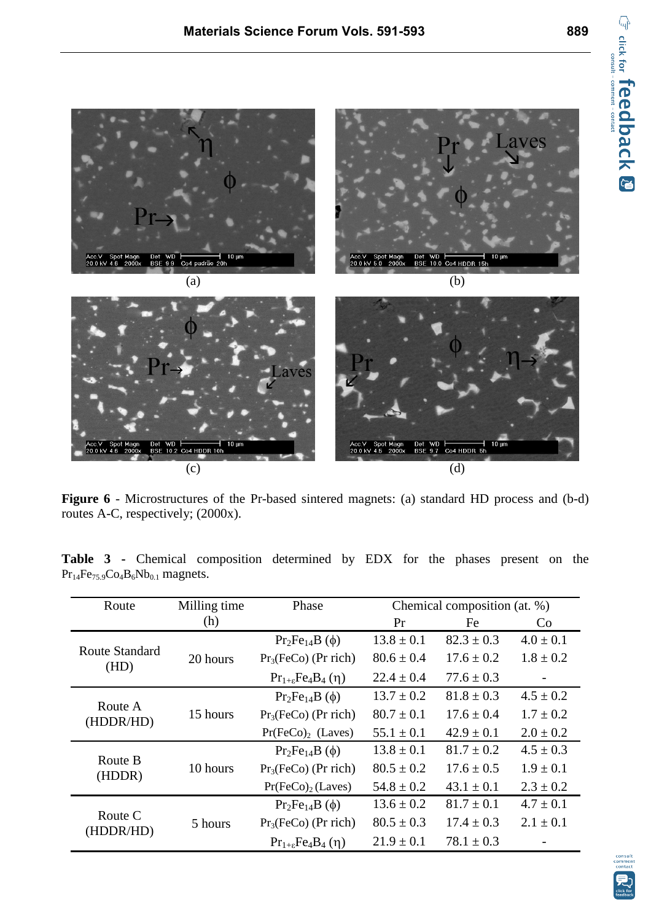**Figure 6** - Microstructures of the Pr-based sintered magnets: (a) standard HD process and (b-d) routes A-C, respectively; (2000x).

**Table 3** - Chemical composition determined by EDX for the phases present on the $Pr_{14}Fe_{75.9}Co_4B_6Nb_{0.1}$ magnets.

| Route | Milling time (h) | Phase | Chemical composition (at. %) | | |
|---|---|---|---|---|---|
| | | | Pr | Fe | Co |
| Route Standard (HD) | 20 hours | $Pr_2Fe_{14}B$ (ϕ) | 13.8 ± 0.1 | 82.3 ± 0.3 | 4.0 ± 0.1 |
| | | $Pr_3(FeCo)$ (Pr rich) | 80.6 ± 0.4 | 17.6 ± 0.2 | 1.8 ± 0.2 |
| | | $Pr_{1+\varepsilon}Fe_4B_4$ (η) | 22.4 ± 0.4 | 77.6 ± 0.3 | - |
| Route A (HDDR/HD) | 15 hours | $Pr_2Fe_{14}B$ (ϕ) | 13.7 ± 0.2 | 81.8 ± 0.3 | 4.5 ± 0.2 |
| | | $Pr_3(FeCo)$ (Pr rich) | 80.7 ± 0.1 | 17.6 ± 0.4 | 1.7 ± 0.2 |
| | | $Pr(FeCo)_2$ (Laves) | 55.1 ± 0.1 | 42.9 ± 0.1 | 2.0 ± 0.2 |
| Route B (HDDR) | 10 hours | $Pr_2Fe_{14}B$ (ϕ) | 13.8 ± 0.1 | 81.7 ± 0.2 | 4.5 ± 0.3 |
| | | $Pr_3(FeCo)$ (Pr rich) | 80.5 ± 0.2 | 17.6 ± 0.5 | 1.9 ± 0.1 |
| | | $Pr(FeCo)_2$ (Laves) | 54.8 ± 0.2 | 43.1 ± 0.1 | 2.3 ± 0.2 |
| Route C (HDDR/HD) | 5 hours | $Pr_2Fe_{14}B$ (ϕ) | 13.6 ± 0.2 | 81.7 ± 0.1 | 4.7 ± 0.1 |
| | | $Pr_3(FeCo)$ (Pr rich) | 80.5 ± 0.3 | 17.4 ± 0.3 | 2.1 ± 0.1 |
| | | $Pr_{1+\varepsilon}Fe_4B_4$ (η) | 21.9 ± 0.1 | 78.1 ± 0.3 | - |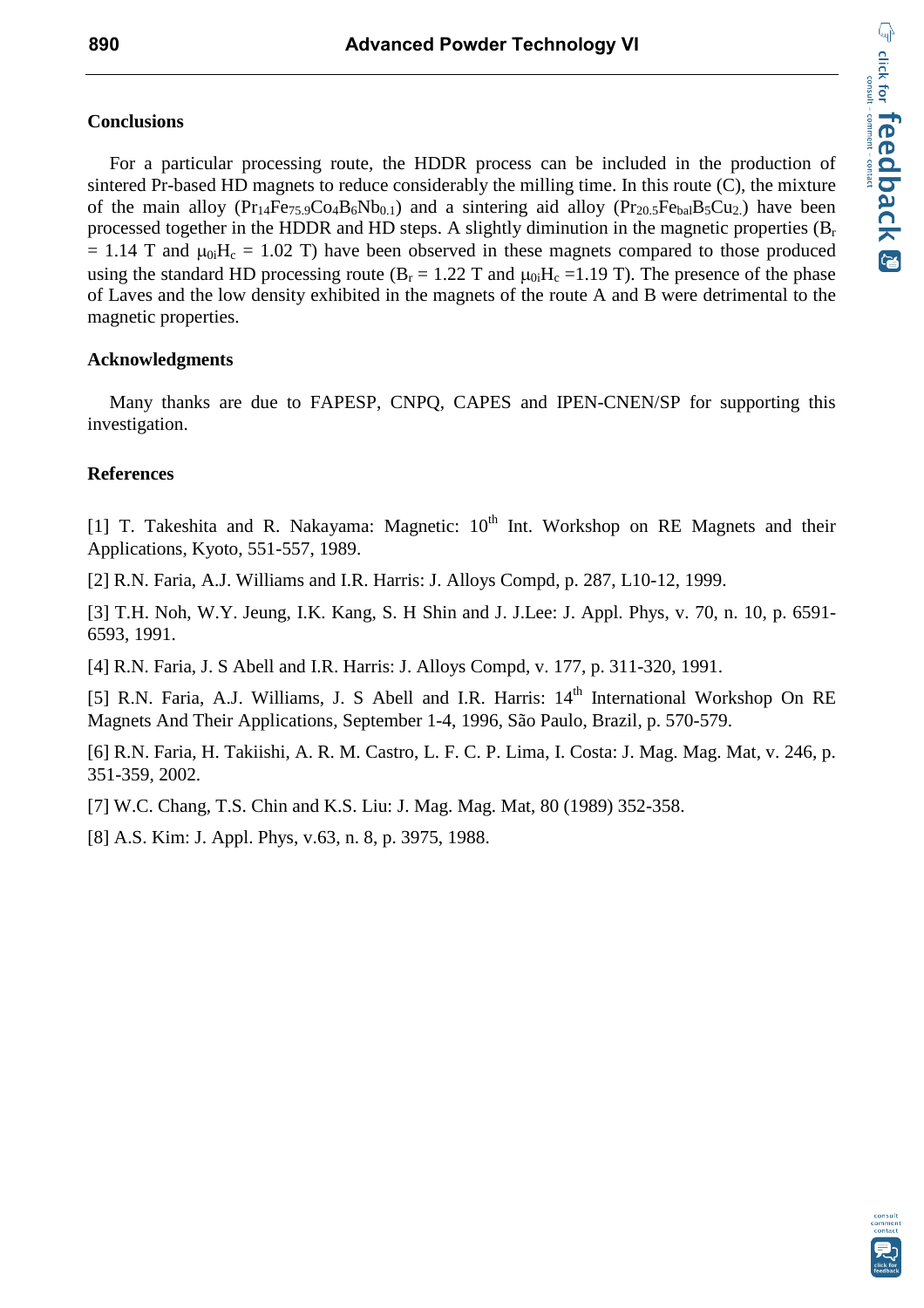## Conclusions

For a particular processing route, the HDDR process can be included in the production of sintered Pr-based HD magnets to reduce considerably the milling time. In this route (C), the mixture of the main alloy ($Pr_{14}Fe_{75.9}Co_4B_6Nb_{0.1}$) and a sintering aid alloy ($Pr_{20.5}Fe_{bal}B_5Cu_{2.}$) have been processed together in the HDDR and HD steps. A slightly diminution in the magnetic properties ($B_r$ = 1.14 T and $\mu_{0i}H_c$ = 1.02 T) have been observed in these magnets compared to those produced using the standard HD processing route ($B_r$ = 1.22 T and $\mu_{0i}H_c$ =1.19 T). The presence of the phase of Laves and the low density exhibited in the magnets of the route A and B were detrimental to the magnetic properties.

## Acknowledgments

Many thanks are due to FAPESP, CNPQ, CAPES and IPEN-CNEN/SP for supporting this investigation.

## References

[1] T. Takeshita and R. Nakayama: Magnetic: 10th Int. Workshop on RE Magnets and their Applications, Kyoto, 551-557, 1989.

[2] R.N. Faria, A.J. Williams and I.R. Harris: J. Alloys Compd, p. 287, L10-12, 1999.

[3] T.H. Noh, W.Y. Jeung, I.K. Kang, S. H Shin and J. J.Lee: J. Appl. Phys, v. 70, n. 10, p. 6591-6593, 1991.

[4] R.N. Faria, J. S Abell and I.R. Harris: J. Alloys Compd, v. 177, p. 311-320, 1991.

[5] R.N. Faria, A.J. Williams, J. S Abell and I.R. Harris: 14th International Workshop On RE Magnets And Their Applications, September 1-4, 1996, São Paulo, Brazil, p. 570-579.

[6] R.N. Faria, H. Takiishi, A. R. M. Castro, L. F. C. P. Lima, I. Costa: J. Mag. Mag. Mat, v. 246, p. 351-359, 2002.

[7] W.C. Chang, T.S. Chin and K.S. Liu: J. Mag. Mag. Mat, 80 (1989) 352-358.

[8] A.S. Kim: J. Appl. Phys, v.63, n. 8, p. 3975, 1988.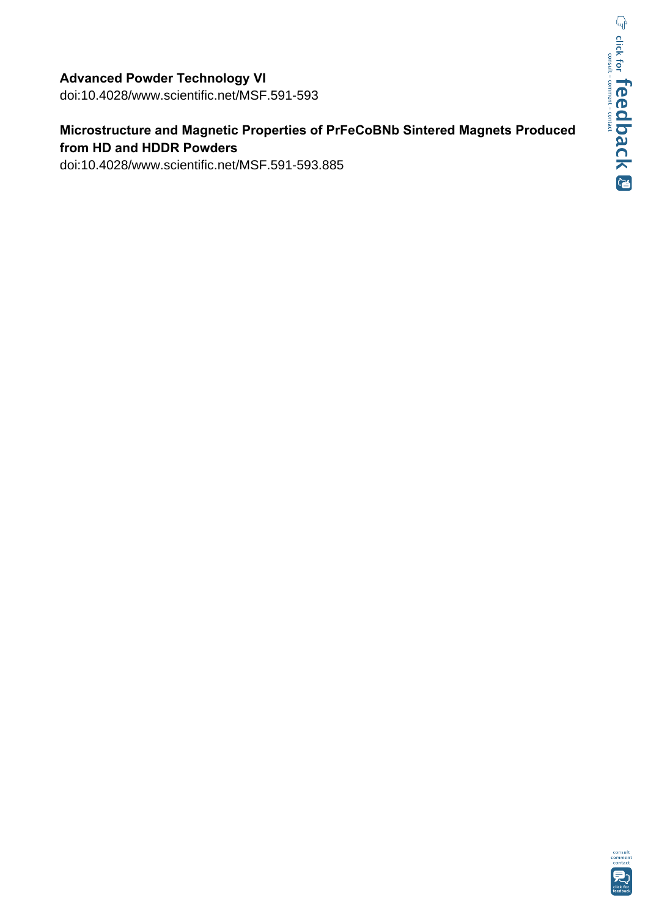**Advanced Powder Technology VI**
doi:10.4028/www.scientific.net/MSF.591-593

**Microstructure and Magnetic Properties of PrFeCoBNb Sintered Magnets Produced from HD and HDDR Powders**
doi:10.4028/www.scientific.net/MSF.591-593.885